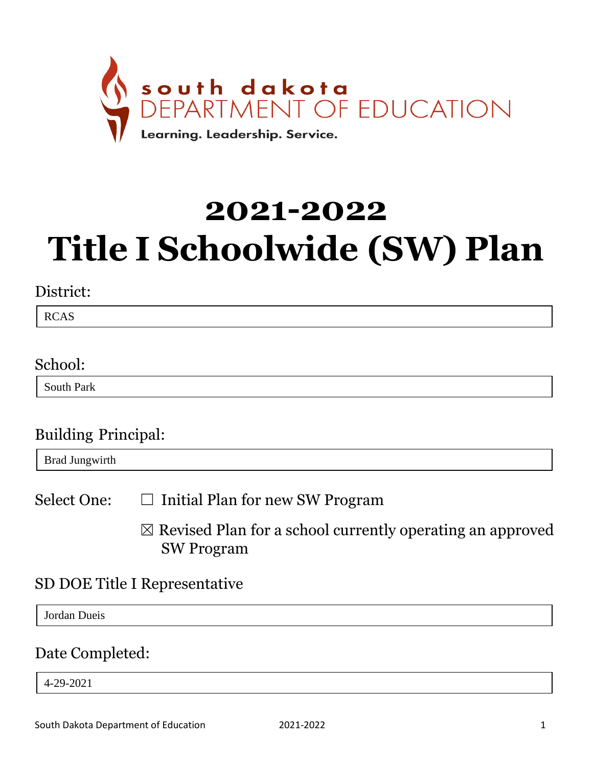south dakota
DEPARTMENT OF EDUCATION
Learning. Leadership. Service.

# 2021-2022
# Title I Schoolwide (SW) Plan

District:

RCAS

School:

South Park

Building Principal:

Brad Jungwirth

Select One: ☐ Initial Plan for new SW Program

☒ Revised Plan for a school currently operating an approved SW Program

SD DOE Title I Representative

Jordan Dueis

Date Completed:

4-29-2021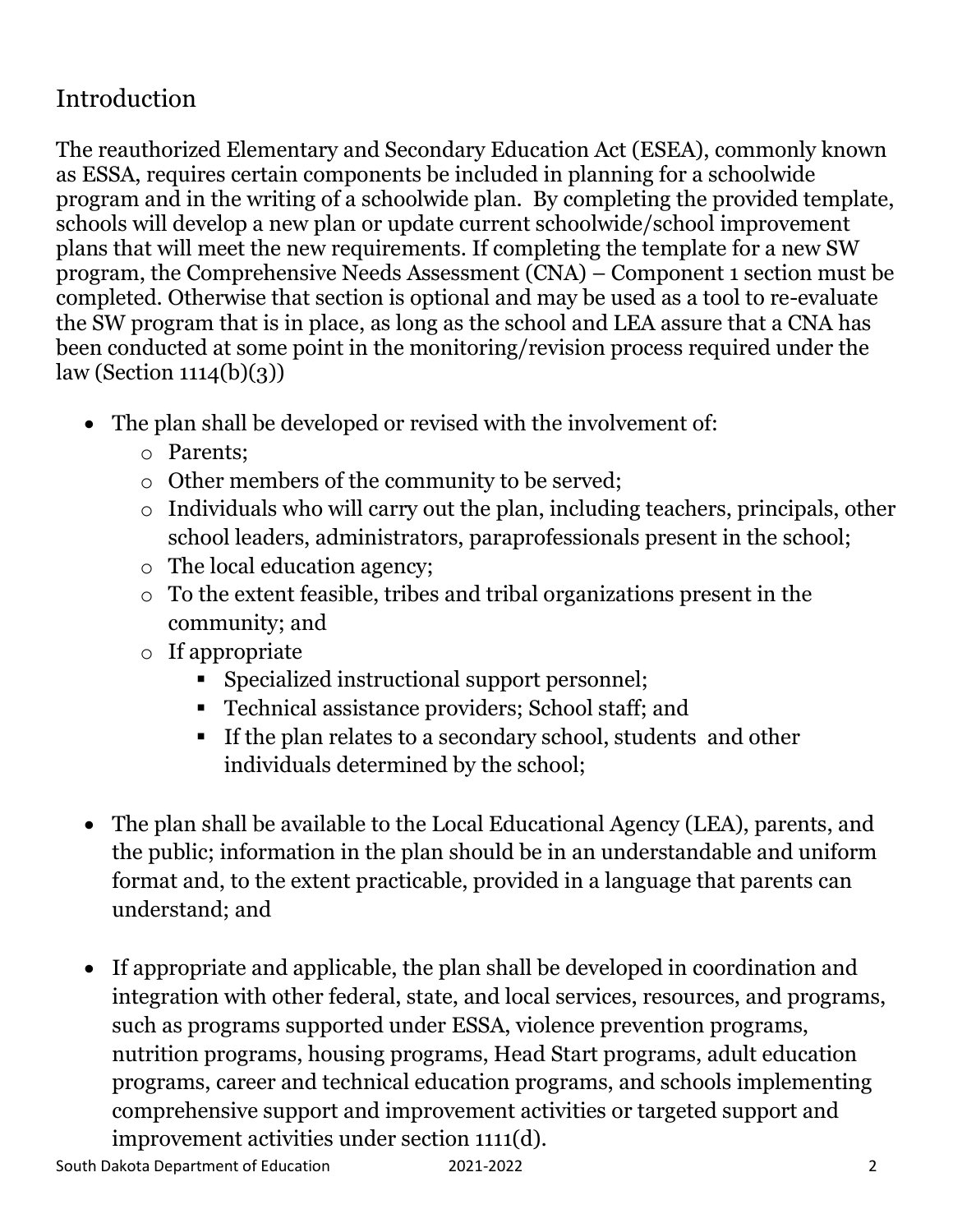## Introduction

The reauthorized Elementary and Secondary Education Act (ESEA), commonly known as ESSA, requires certain components be included in planning for a schoolwide program and in the writing of a schoolwide plan. By completing the provided template, schools will develop a new plan or update current schoolwide/school improvement plans that will meet the new requirements. If completing the template for a new SW program, the Comprehensive Needs Assessment (CNA) – Component 1 section must be completed. Otherwise that section is optional and may be used as a tool to re-evaluate the SW program that is in place, as long as the school and LEA assure that a CNA has been conducted at some point in the monitoring/revision process required under the law (Section 1114(b)(3))

- The plan shall be developed or revised with the involvement of:
  - Parents;
  - Other members of the community to be served;
  - Individuals who will carry out the plan, including teachers, principals, other school leaders, administrators, paraprofessionals present in the school;
  - The local education agency;
  - To the extent feasible, tribes and tribal organizations present in the community; and
  - If appropriate
    - Specialized instructional support personnel;
    - Technical assistance providers; School staff; and
    - If the plan relates to a secondary school, students and other individuals determined by the school;

- The plan shall be available to the Local Educational Agency (LEA), parents, and the public; information in the plan should be in an understandable and uniform format and, to the extent practicable, provided in a language that parents can understand; and

- If appropriate and applicable, the plan shall be developed in coordination and integration with other federal, state, and local services, resources, and programs, such as programs supported under ESSA, violence prevention programs, nutrition programs, housing programs, Head Start programs, adult education programs, career and technical education programs, and schools implementing comprehensive support and improvement activities or targeted support and improvement activities under section 1111(d).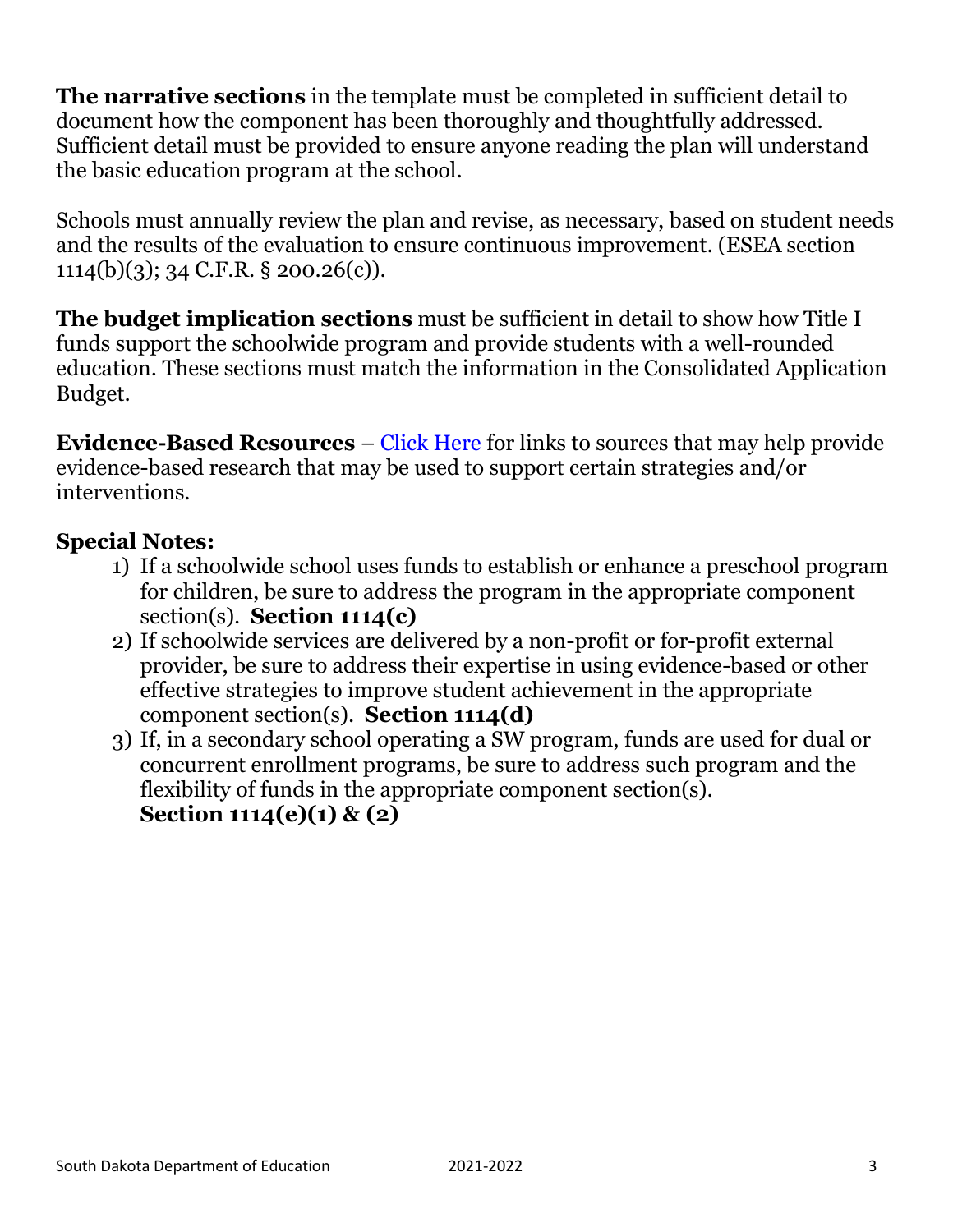**The narrative sections** in the template must be completed in sufficient detail to document how the component has been thoroughly and thoughtfully addressed. Sufficient detail must be provided to ensure anyone reading the plan will understand the basic education program at the school.

Schools must annually review the plan and revise, as necessary, based on student needs and the results of the evaluation to ensure continuous improvement. (ESEA section 1114(b)(3); 34 C.F.R. § 200.26(c)).

**The budget implication sections** must be sufficient in detail to show how Title I funds support the schoolwide program and provide students with a well-rounded education. These sections must match the information in the Consolidated Application Budget.

**Evidence-Based Resources** – Click Here for links to sources that may help provide evidence-based research that may be used to support certain strategies and/or interventions.

## Special Notes:

1) If a schoolwide school uses funds to establish or enhance a preschool program for children, be sure to address the program in the appropriate component section(s). **Section 1114(c)**
2) If schoolwide services are delivered by a non-profit or for-profit external provider, be sure to address their expertise in using evidence-based or other effective strategies to improve student achievement in the appropriate component section(s). **Section 1114(d)**
3) If, in a secondary school operating a SW program, funds are used for dual or concurrent enrollment programs, be sure to address such program and the flexibility of funds in the appropriate component section(s). **Section 1114(e)(1) & (2)**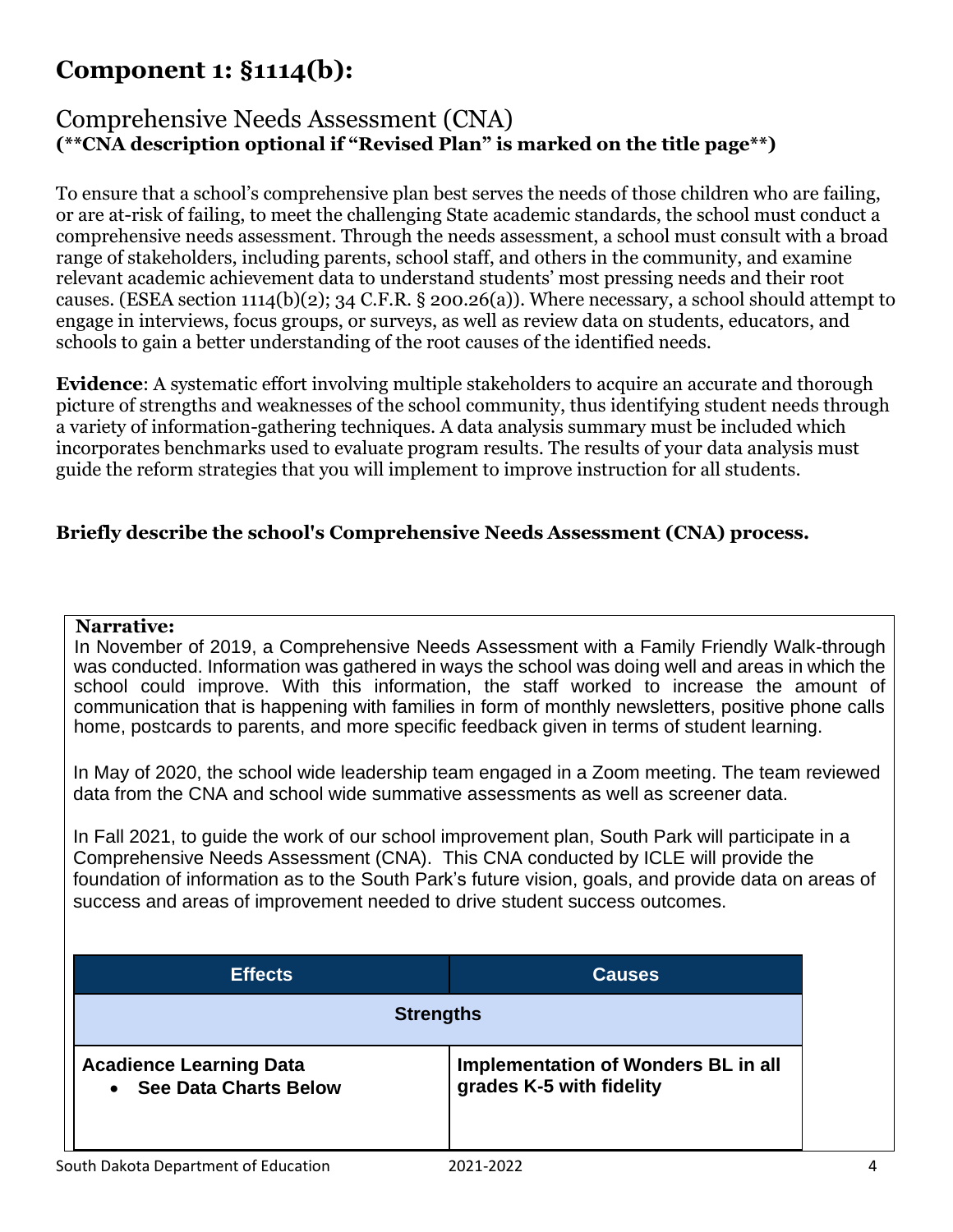# Component 1: §1114(b):

## Comprehensive Needs Assessment (CNA)

**(**CNA description optional if "Revised Plan" is marked on the title page**)**

To ensure that a school's comprehensive plan best serves the needs of those children who are failing, or are at-risk of failing, to meet the challenging State academic standards, the school must conduct a comprehensive needs assessment. Through the needs assessment, a school must consult with a broad range of stakeholders, including parents, school staff, and others in the community, and examine relevant academic achievement data to understand students' most pressing needs and their root causes. (ESEA section 1114(b)(2); 34 C.F.R. § 200.26(a)). Where necessary, a school should attempt to engage in interviews, focus groups, or surveys, as well as review data on students, educators, and schools to gain a better understanding of the root causes of the identified needs.

**Evidence**: A systematic effort involving multiple stakeholders to acquire an accurate and thorough picture of strengths and weaknesses of the school community, thus identifying student needs through a variety of information-gathering techniques. A data analysis summary must be included which incorporates benchmarks used to evaluate program results. The results of your data analysis must guide the reform strategies that you will implement to improve instruction for all students.

**Briefly describe the school's Comprehensive Needs Assessment (CNA) process.**

**Narrative:**

In November of 2019, a Comprehensive Needs Assessment with a Family Friendly Walk-through was conducted. Information was gathered in ways the school was doing well and areas in which the school could improve. With this information, the staff worked to increase the amount of communication that is happening with families in form of monthly newsletters, positive phone calls home, postcards to parents, and more specific feedback given in terms of student learning.

In May of 2020, the school wide leadership team engaged in a Zoom meeting. The team reviewed data from the CNA and school wide summative assessments as well as screener data.

In Fall 2021, to guide the work of our school improvement plan, South Park will participate in a Comprehensive Needs Assessment (CNA). This CNA conducted by ICLE will provide the foundation of information as to the South Park's future vision, goals, and provide data on areas of success and areas of improvement needed to drive student success outcomes.

| Effects | Causes |
|---|---|
| **Strengths** | |
| **Acadience Learning Data**<br>• **See Data Charts Below** | **Implementation of Wonders BL in all grades K-5 with fidelity** |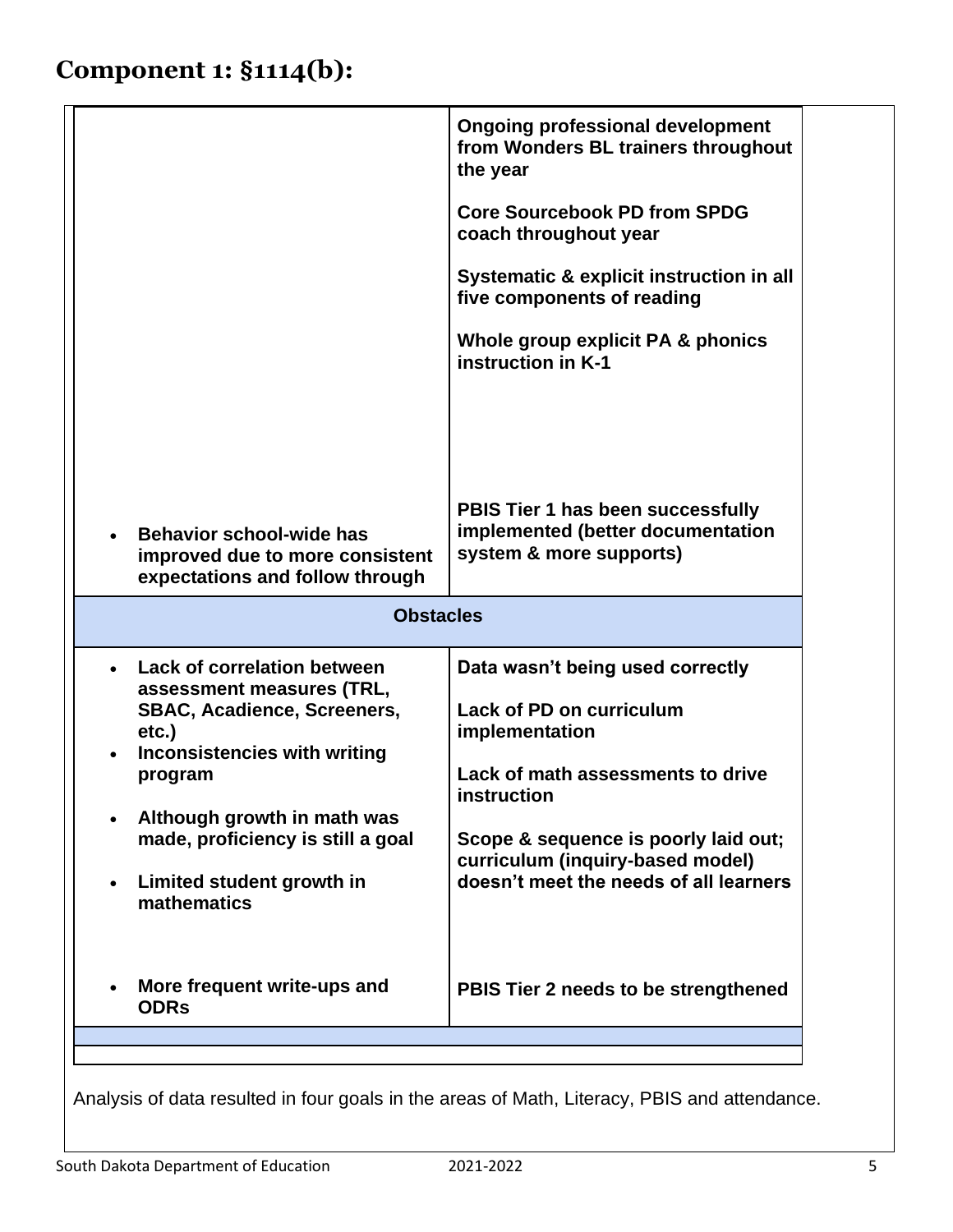# Component 1: §1114(b):

| | |
|---|---|
| | **Ongoing professional development from Wonders BL trainers throughout the year**<br><br>**Core Sourcebook PD from SPDG coach throughout year**<br><br>**Systematic & explicit instruction in all five components of reading**<br><br>**Whole group explicit PA & phonics instruction in K-1** |
| • **Behavior school-wide has improved due to more consistent expectations and follow through** | **PBIS Tier 1 has been successfully implemented (better documentation system & more supports)** |
| **Obstacles** | |
| • **Lack of correlation between assessment measures (TRL, SBAC, Acadience, Screeners, etc.)**<br>• **Inconsistencies with writing program** | **Data wasn't being used correctly**<br><br>**Lack of PD on curriculum implementation** |
| • **Although growth in math was made, proficiency is still a goal**<br>• **Limited student growth in mathematics** | **Lack of math assessments to drive instruction**<br><br>**Scope & sequence is poorly laid out; curriculum (inquiry-based model) doesn't meet the needs of all learners** |
| • **More frequent write-ups and ODRs** | **PBIS Tier 2 needs to be strengthened** |

Analysis of data resulted in four goals in the areas of Math, Literacy, PBIS and attendance.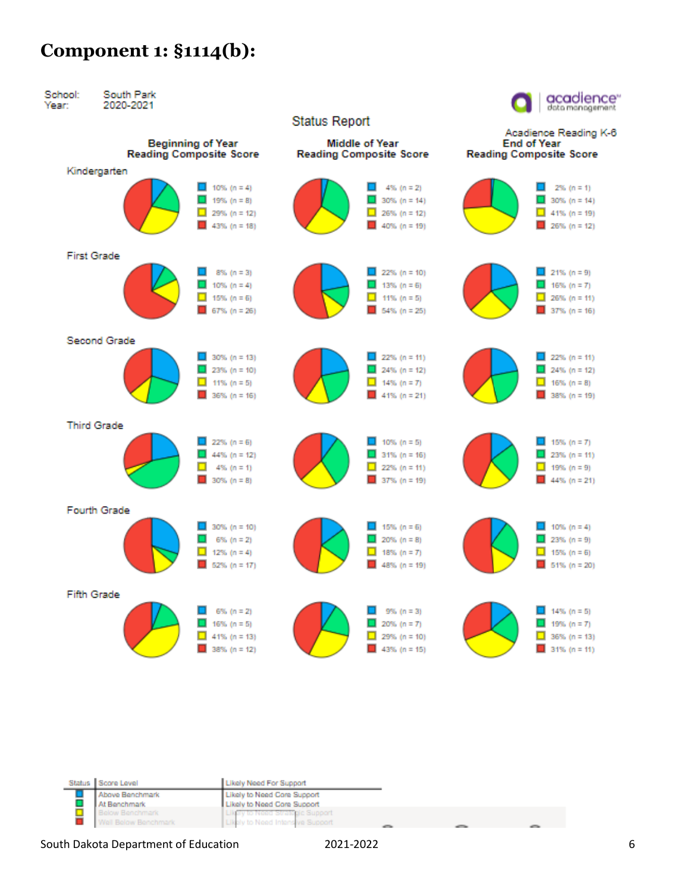# Component 1: §1114(b):

School: South Park
Year: 2020-2021

Status Report

Acadience Reading K-6

| Grade | Beginning of Year Reading Composite Score | Middle of Year Reading Composite Score | End of Year Reading Composite Score |
|---|---|---|---|
| Kindergarten | 10% (n = 4) | 4% (n = 2) | 2% (n = 1) |
| | 19% (n = 8) | 30% (n = 14) | 30% (n = 14) |
| | 29% (n = 12) | 26% (n = 12) | 41% (n = 19) |
| | 43% (n = 18) | 40% (n = 19) | 26% (n = 12) |
| First Grade | 8% (n = 3) | 22% (n = 10) | 21% (n = 9) |
| | 10% (n = 4) | 13% (n = 6) | 16% (n = 7) |
| | 15% (n = 6) | 11% (n = 5) | 26% (n = 11) |
| | 67% (n = 26) | 54% (n = 25) | 37% (n = 16) |
| Second Grade | 30% (n = 13) | 22% (n = 11) | 22% (n = 11) |
| | 23% (n = 10) | 24% (n = 12) | 24% (n = 12) |
| | 11% (n = 5) | 14% (n = 7) | 16% (n = 8) |
| | 36% (n = 16) | 41% (n = 21) | 38% (n = 19) |
| Third Grade | 22% (n = 6) | 10% (n = 5) | 15% (n = 7) |
| | 44% (n = 12) | 31% (n = 16) | 23% (n = 11) |
| | 4% (n = 1) | 22% (n = 11) | 19% (n = 9) |
| | 30% (n = 8) | 37% (n = 19) | 44% (n = 21) |
| Fourth Grade | 30% (n = 10) | 15% (n = 6) | 10% (n = 4) |
| | 6% (n = 2) | 20% (n = 8) | 23% (n = 9) |
| | 12% (n = 4) | 18% (n = 7) | 15% (n = 6) |
| | 52% (n = 17) | 48% (n = 19) | 51% (n = 20) |
| Fifth Grade | 6% (n = 2) | 9% (n = 3) | 14% (n = 5) |
| | 16% (n = 5) | 20% (n = 7) | 19% (n = 7) |
| | 41% (n = 13) | 29% (n = 10) | 36% (n = 13) |
| | 38% (n = 12) | 43% (n = 15) | 31% (n = 11) |

| Status | Score Level | Likely Need For Support |
|---|---|---|
| Blue | Above Benchmark | Likely to Need Core Support |
| Green | At Benchmark | Likely to Need Core Support |
| Yellow | Below Benchmark | Likely to Need Strategic Support |
| Red | Well Below Benchmark | Likely to Need Intensive Support |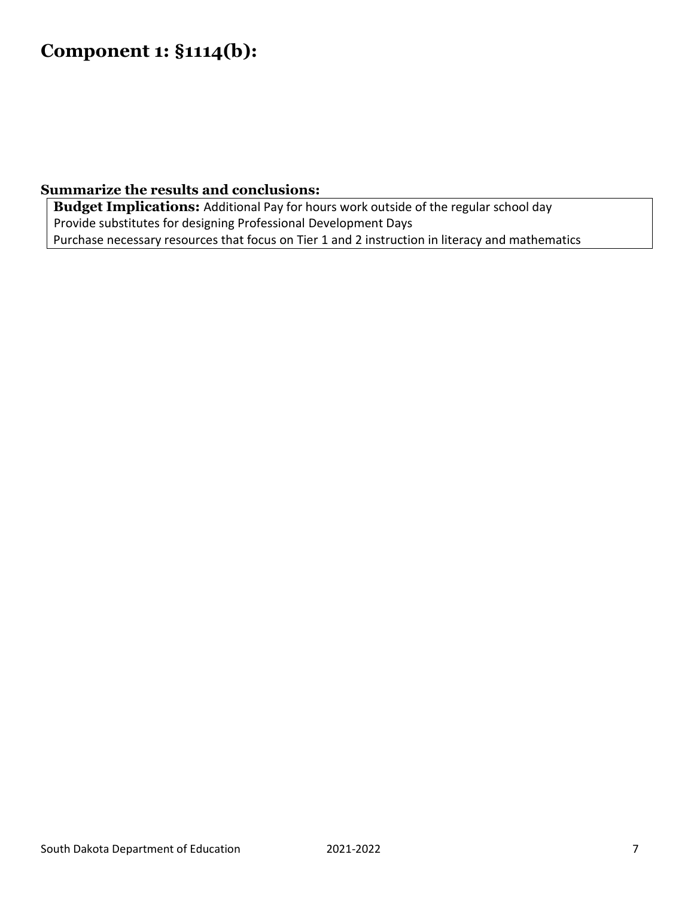# Component 1: §1114(b):

### Summarize the results and conclusions:

**Budget Implications:** Additional Pay for hours work outside of the regular school day
Provide substitutes for designing Professional Development Days
Purchase necessary resources that focus on Tier 1 and 2 instruction in literacy and mathematics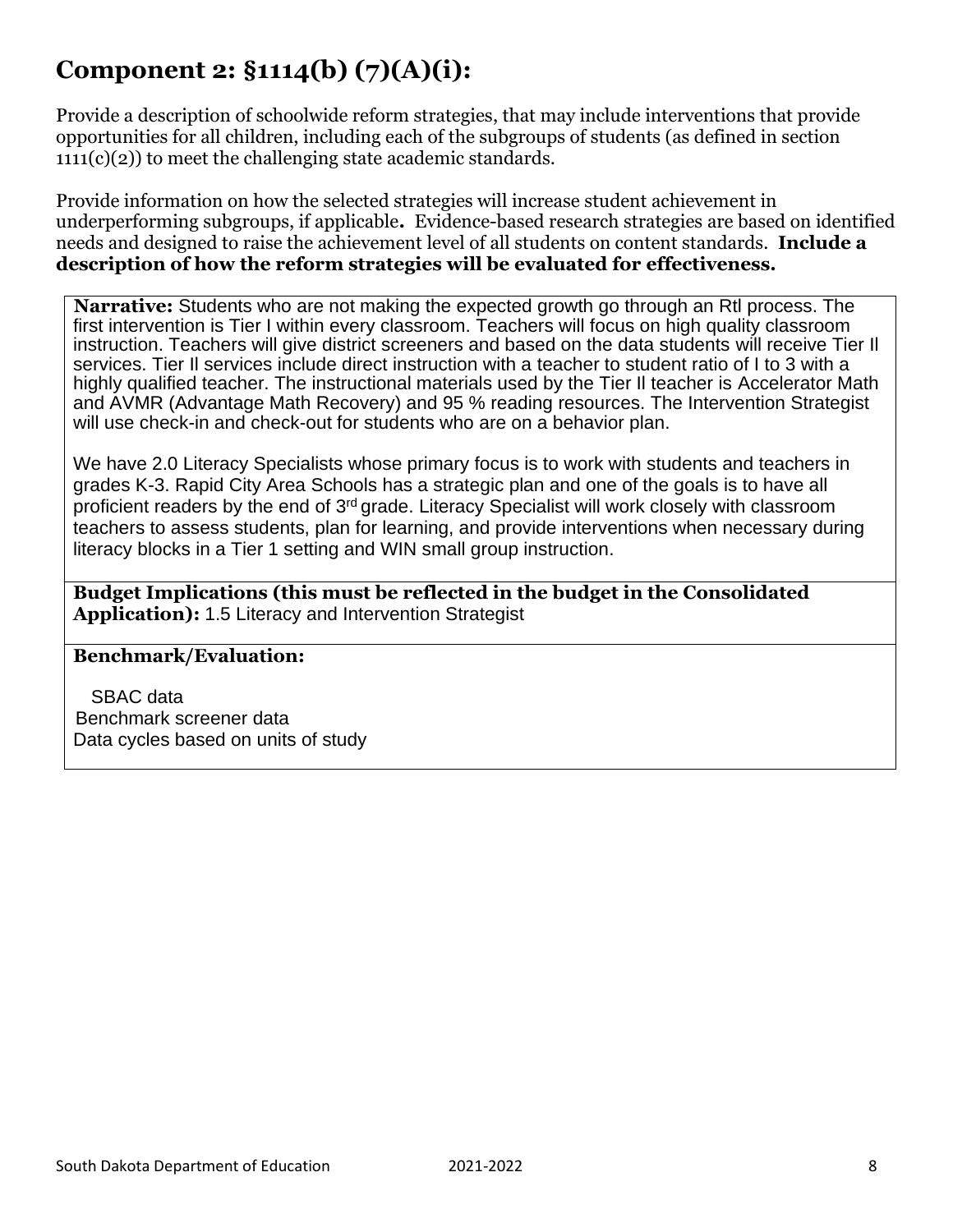# Component 2: §1114(b) (7)(A)(i):

Provide a description of schoolwide reform strategies, that may include interventions that provide opportunities for all children, including each of the subgroups of students (as defined in section 1111(c)(2)) to meet the challenging state academic standards.

Provide information on how the selected strategies will increase student achievement in underperforming subgroups, if applicable**.** Evidence-based research strategies are based on identified needs and designed to raise the achievement level of all students on content standards. **Include a description of how the reform strategies will be evaluated for effectiveness.**

**Narrative:** Students who are not making the expected growth go through an RtI process. The first intervention is Tier I within every classroom. Teachers will focus on high quality classroom instruction. Teachers will give district screeners and based on the data students will receive Tier II services. Tier II services include direct instruction with a teacher to student ratio of I to 3 with a highly qualified teacher. The instructional materials used by the Tier II teacher is Accelerator Math and AVMR (Advantage Math Recovery) and 95 % reading resources. The Intervention Strategist will use check-in and check-out for students who are on a behavior plan.

We have 2.0 Literacy Specialists whose primary focus is to work with students and teachers in grades K-3. Rapid City Area Schools has a strategic plan and one of the goals is to have all proficient readers by the end of 3rd grade. Literacy Specialist will work closely with classroom teachers to assess students, plan for learning, and provide interventions when necessary during literacy blocks in a Tier 1 setting and WIN small group instruction.

**Budget Implications (this must be reflected in the budget in the Consolidated Application):** 1.5 Literacy and Intervention Strategist

**Benchmark/Evaluation:**

SBAC data
Benchmark screener data
Data cycles based on units of study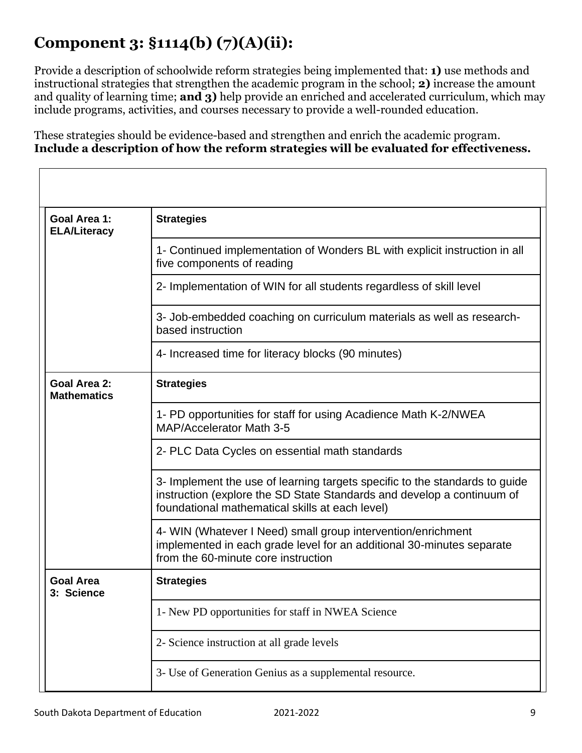# Component 3: §1114(b) (7)(A)(ii):

Provide a description of schoolwide reform strategies being implemented that: **1)** use methods and instructional strategies that strengthen the academic program in the school; **2)** increase the amount and quality of learning time; **and 3)** help provide an enriched and accelerated curriculum, which may include programs, activities, and courses necessary to provide a well-rounded education.

These strategies should be evidence-based and strengthen and enrich the academic program. **Include a description of how the reform strategies will be evaluated for effectiveness.**

| | |
|---|---|
| **Goal Area 1: ELA/Literacy** | **Strategies** |
| | 1- Continued implementation of Wonders BL with explicit instruction in all five components of reading |
| | 2- Implementation of WIN for all students regardless of skill level |
| | 3- Job-embedded coaching on curriculum materials as well as research-based instruction |
| | 4- Increased time for literacy blocks (90 minutes) |
| **Goal Area 2: Mathematics** | **Strategies** |
| | 1- PD opportunities for staff for using Acadience Math K-2/NWEA MAP/Accelerator Math 3-5 |
| | 2- PLC Data Cycles on essential math standards |
| | 3- Implement the use of learning targets specific to the standards to guide instruction (explore the SD State Standards and develop a continuum of foundational mathematical skills at each level) |
| | 4- WIN (Whatever I Need) small group intervention/enrichment implemented in each grade level for an additional 30-minutes separate from the 60-minute core instruction |
| **Goal Area 3: Science** | **Strategies** |
| | 1- New PD opportunities for staff in NWEA Science |
| | 2- Science instruction at all grade levels |
| | 3- Use of Generation Genius as a supplemental resource. |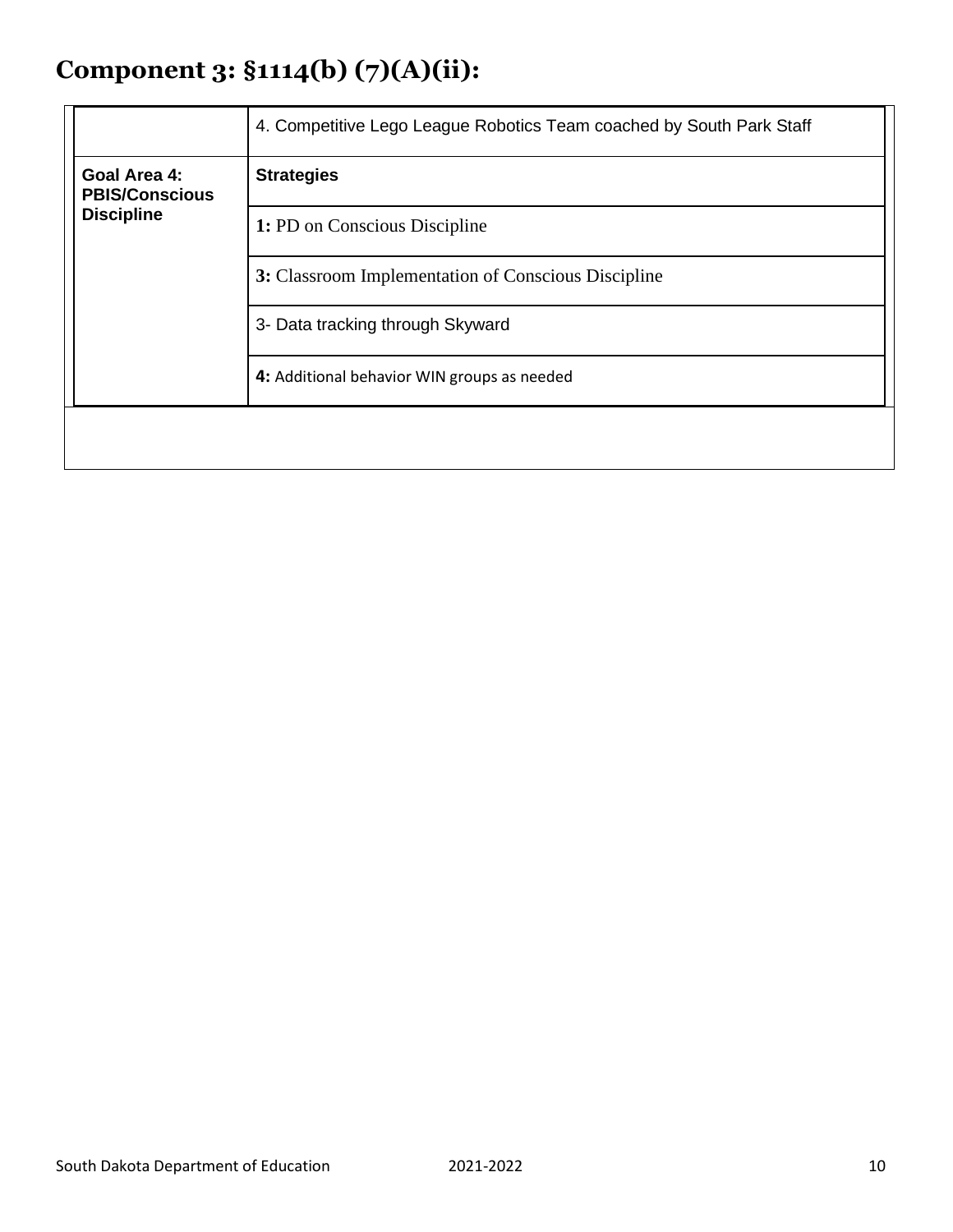# Component 3: §1114(b) (7)(A)(ii):

| | |
|---|---|
| | 4. Competitive Lego League Robotics Team coached by South Park Staff |
| **Goal Area 4: PBIS/Conscious Discipline** | **Strategies** |
| | **1:** PD on Conscious Discipline |
| | **3:** Classroom Implementation of Conscious Discipline |
| | 3- Data tracking through Skyward |
| | **4:** Additional behavior WIN groups as needed |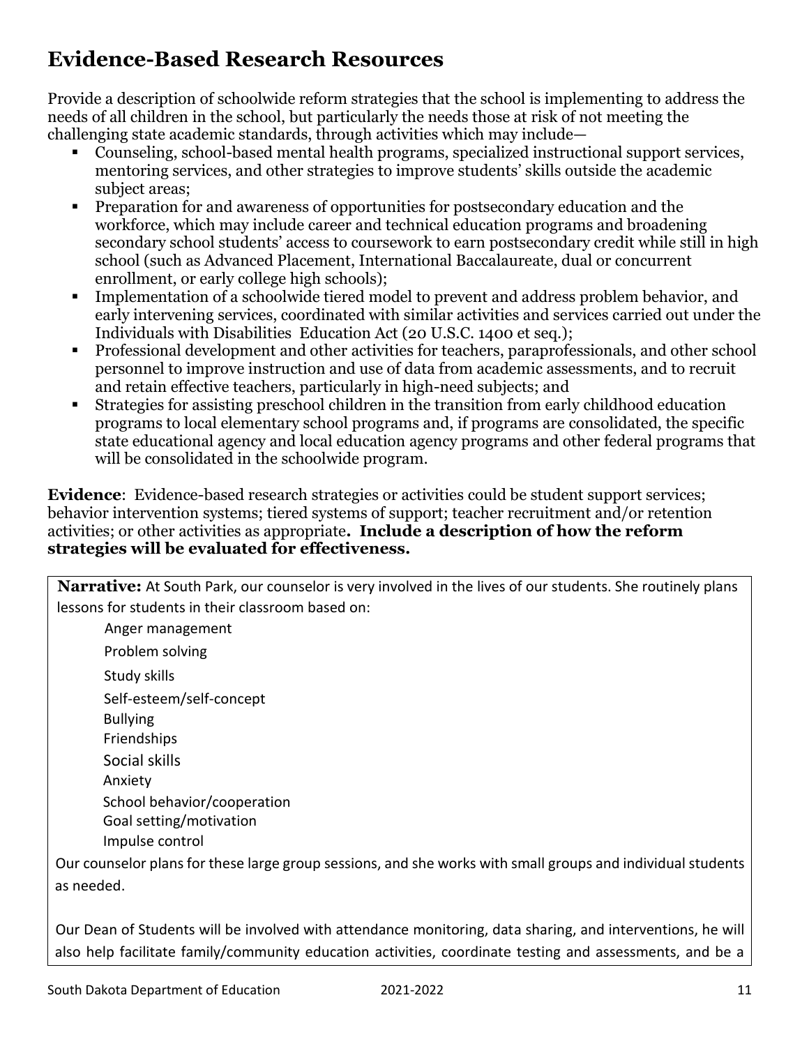## Evidence-Based Research Resources

Provide a description of schoolwide reform strategies that the school is implementing to address the needs of all children in the school, but particularly the needs those at risk of not meeting the challenging state academic standards, through activities which may include—

- Counseling, school-based mental health programs, specialized instructional support services, mentoring services, and other strategies to improve students' skills outside the academic subject areas;
- Preparation for and awareness of opportunities for postsecondary education and the workforce, which may include career and technical education programs and broadening secondary school students' access to coursework to earn postsecondary credit while still in high school (such as Advanced Placement, International Baccalaureate, dual or concurrent enrollment, or early college high schools);
- Implementation of a schoolwide tiered model to prevent and address problem behavior, and early intervening services, coordinated with similar activities and services carried out under the Individuals with Disabilities Education Act (20 U.S.C. 1400 et seq.);
- Professional development and other activities for teachers, paraprofessionals, and other school personnel to improve instruction and use of data from academic assessments, and to recruit and retain effective teachers, particularly in high-need subjects; and
- Strategies for assisting preschool children in the transition from early childhood education programs to local elementary school programs and, if programs are consolidated, the specific state educational agency and local education agency programs and other federal programs that will be consolidated in the schoolwide program.

**Evidence**: Evidence-based research strategies or activities could be student support services; behavior intervention systems; tiered systems of support; teacher recruitment and/or retention activities; or other activities as appropriate**. Include a description of how the reform strategies will be evaluated for effectiveness.**

**Narrative:** At South Park, our counselor is very involved in the lives of our students. She routinely plans lessons for students in their classroom based on:

Anger management
Problem solving
Study skills
Self-esteem/self-concept
Bullying
Friendships
Social skills
Anxiety
School behavior/cooperation
Goal setting/motivation
Impulse control

Our counselor plans for these large group sessions, and she works with small groups and individual students as needed.

Our Dean of Students will be involved with attendance monitoring, data sharing, and interventions, he will also help facilitate family/community education activities, coordinate testing and assessments, and be a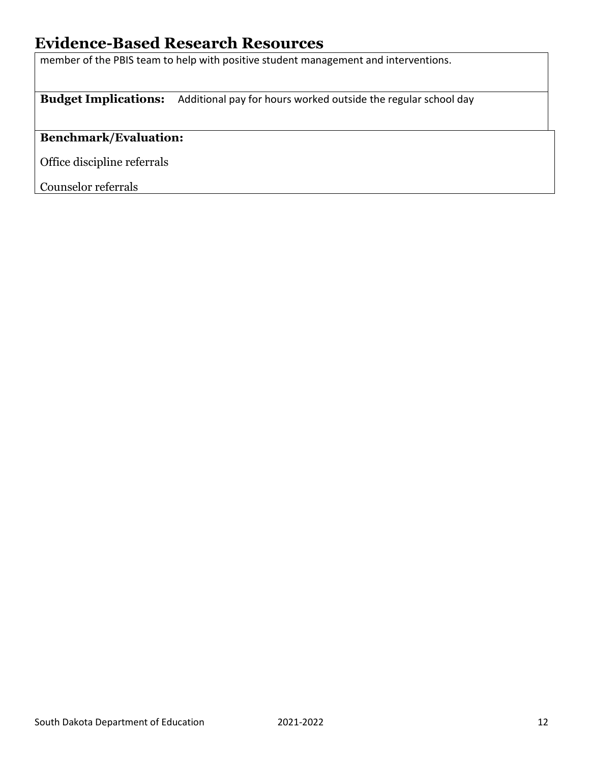# Evidence-Based Research Resources

member of the PBIS team to help with positive student management and interventions.

**Budget Implications:** Additional pay for hours worked outside the regular school day

**Benchmark/Evaluation:**

Office discipline referrals

Counselor referrals